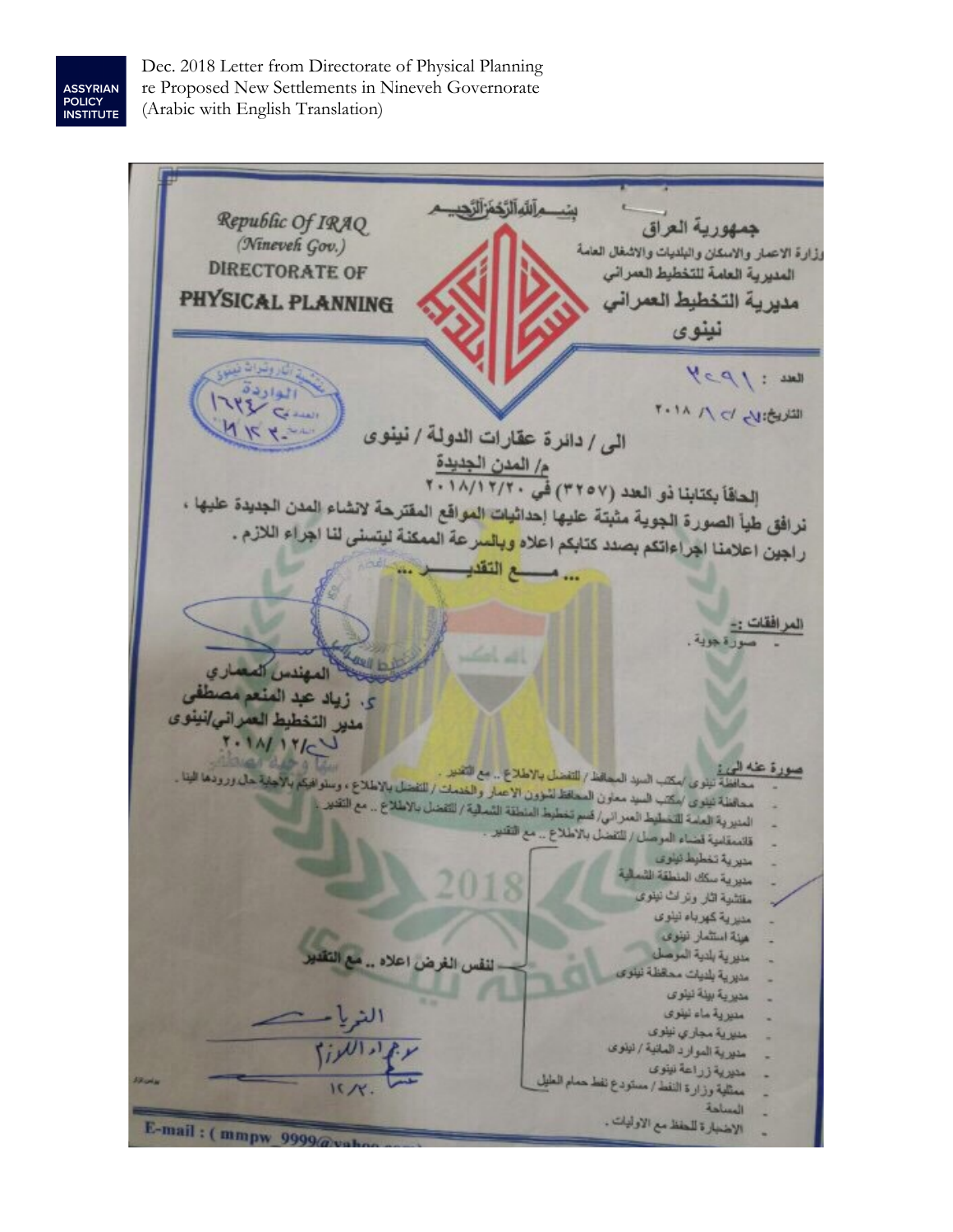Dec. 2018 Letter from Directorate of Physical Planning re Proposed New Settlements in Nineveh Governorate (Arabic with English Translation)

بسم الله الرحمن الرحيم

**Republic Of IRAQ**
*(Nineveh Gov.)*
**DIRECTORATE OF PHYSICAL PLANNING**

**جمهورية العراق**
وزارة الاعمار والاسكان والبلديات والاشغال العامة
المديرية العامة للتخطيط العمراني
**مديرية التخطيط العمراني**
**نينوى**

مفتشية آثار وتراث نينوى
الواردة
العدد: ١٦٢٤
التاريخ: ٢٠١٨/١٢/٣١

العدد : ٣٥٩١
التاريخ: ٢٠١٨/١٢/٢٧

**الى / دائرة عقارات الدولة / نينوى**

**م/ المدن الجديدة**

إلحاقاً بكتابنا ذو العدد (٣٢٥٧) في ٢٠١٨/١٢/٢٠

نرافق طياً الصورة الجوية مثبتة عليها إحداثيات المواقع المقترحة لانشاء المدن الجديدة عليها ، راجين اعلامنا اجراءاتكم بصدد كتابكم اعلاه وبالسرعة الممكنة ليتسنى لنا اجراء اللازم .

... مــــع التقديـــــر ...

**المرفقات :-**
- صورة جوية .

المهندس المعماري
د. زياد عبد المنعم مصطفى
مدير التخطيط العمراني/نينوى
٢٠١٨/١٢/٢٧

**صورة عنه الى :**
- محافظة نينوى /مكتب السيد المحافظ / للتفضل بالاطلاع .. مع التقدير .
- محافظة نينوى /مكتب السيد معاون المحافظ لشؤون الاعمار والخدمات / للتفضل بالاطلاع ، وسوافيكم بالاجابة حال ورودها الينا .
- المديرية العامة للتخطيط العمراني/ قسم تخطيط المنطقة الشمالية / للتفضل بالاطلاع .. مع التقدير .
- قائمقامية قضاء الموصل / للتفضل بالاطلاع .. مع التقدير .
- مديرية تخطيط نينوى
- مديرية سكك المنطقة الشمالية
- مفتشية آثار وتراث نينوى
- مديرية كهرباء نينوى
- هيئة استثمار نينوى
- مديرية بلدية الموصل
- مديرية بلديات محافظة نينوى
- مديرية بيئة نينوى
- مديرية ماء نينوى
- مديرية مجاري نينوى
- مديرية الموارد المائية / نينوى
- مديرية زراعة نينوى
- ممثلية وزارة النفط / مستودع نفط حمام العليل
- المساحة
- الاضبارة للحفظ مع الاوليات .

لنفس الغرض اعلاه .. مع التقدير

E-mail : ( mmpw_9999@yahoo.com)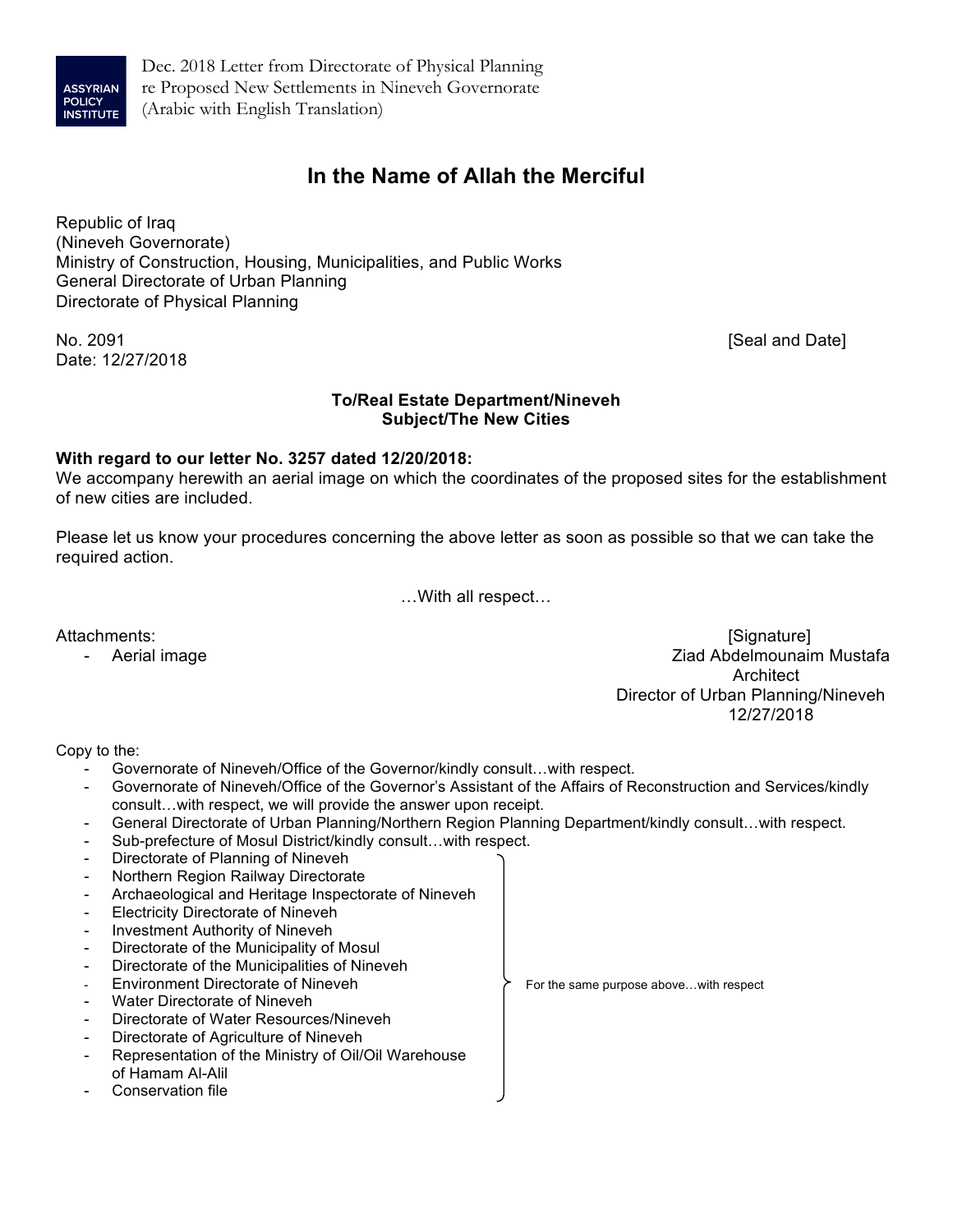Dec. 2018 Letter from Directorate of Physical Planning re Proposed New Settlements in Nineveh Governorate (Arabic with English Translation)

# In the Name of Allah the Merciful

Republic of Iraq
(Nineveh Governorate)
Ministry of Construction, Housing, Municipalities, and Public Works
General Directorate of Urban Planning
Directorate of Physical Planning

No. 2091 [Seal and Date]
Date: 12/27/2018

**To/Real Estate Department/Nineveh**
**Subject/The New Cities**

**With regard to our letter No. 3257 dated 12/20/2018:**
We accompany herewith an aerial image on which the coordinates of the proposed sites for the establishment of new cities are included.

Please let us know your procedures concerning the above letter as soon as possible so that we can take the required action.

…With all respect…

Attachments:
- Aerial image

[Signature]
Ziad Abdelmounaim Mustafa
Architect
Director of Urban Planning/Nineveh
12/27/2018

Copy to the:
- Governorate of Nineveh/Office of the Governor/kindly consult…with respect.
- Governorate of Nineveh/Office of the Governor's Assistant of the Affairs of Reconstruction and Services/kindly consult…with respect, we will provide the answer upon receipt.
- General Directorate of Urban Planning/Northern Region Planning Department/kindly consult…with respect.
- Sub-prefecture of Mosul District/kindly consult…with respect.
- Directorate of Planning of Nineveh
- Northern Region Railway Directorate
- Archaeological and Heritage Inspectorate of Nineveh
- Electricity Directorate of Nineveh
- Investment Authority of Nineveh
- Directorate of the Municipality of Mosul
- Directorate of the Municipalities of Nineveh
- Environment Directorate of Nineveh
- Water Directorate of Nineveh
- Directorate of Water Resources/Nineveh
- Directorate of Agriculture of Nineveh
- Representation of the Ministry of Oil/Oil Warehouse of Hamam Al-Alil
- Conservation file

(For the same purpose above…with respect)